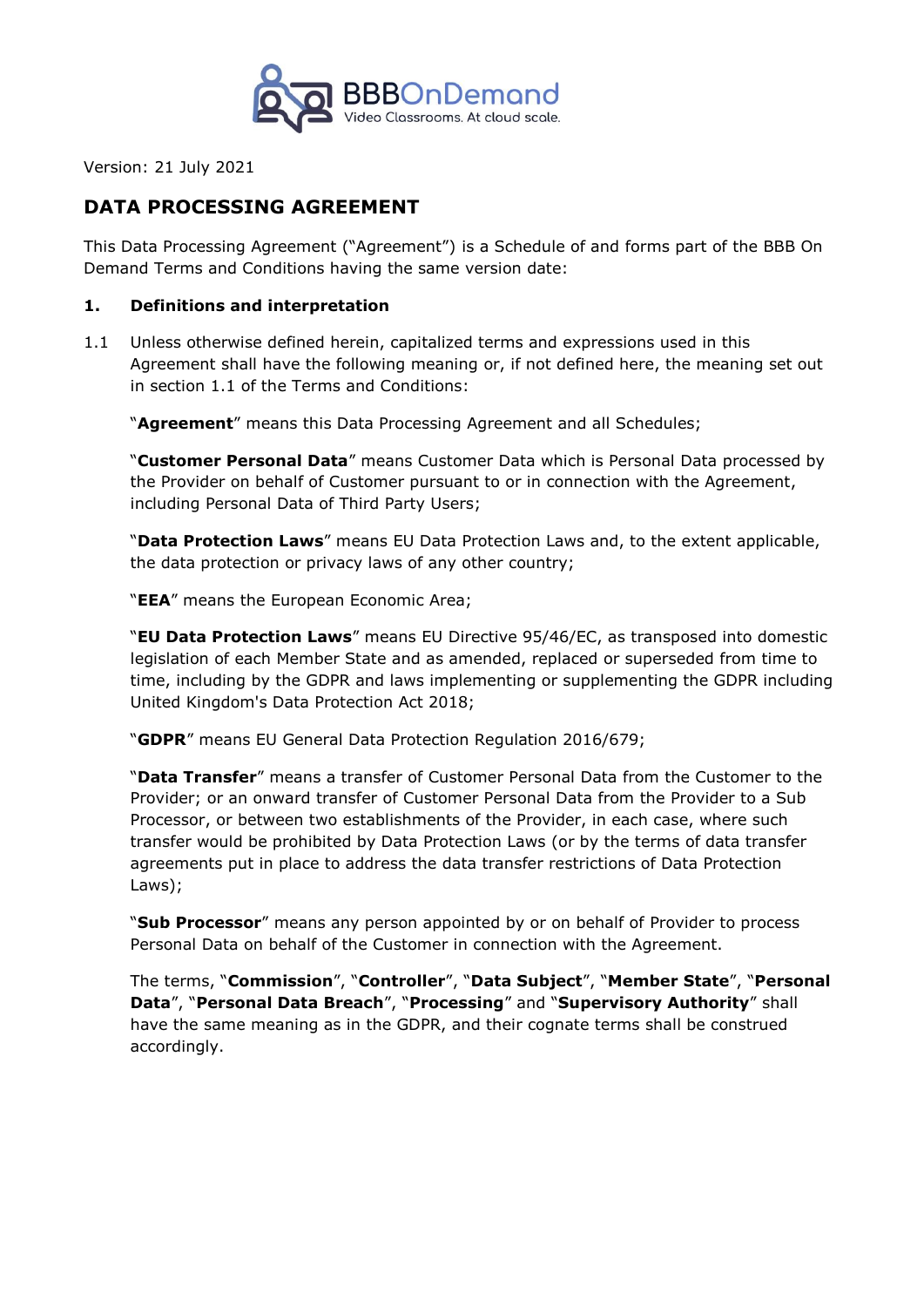Version: 21 July 2021

## DATA PROCESSING AGREEMENT

This Data Processing Agreement ("Agreement") is a Schedule of and forms part of the BBB On Demand Terms and Conditions having the same version date:

### 1. Definitions and interpretation

1.1 Unless otherwise defined herein, capitalized terms and expressions used in this Agreement shall have the following meaning or, if not defined here, the meaning set out in section 1.1 of the Terms and Conditions:

"**Agreement**" means this Data Processing Agreement and all Schedules;

"**Customer Personal Data**" means Customer Data which is Personal Data processed by the Provider on behalf of Customer pursuant to or in connection with the Agreement, including Personal Data of Third Party Users;

"**Data Protection Laws**" means EU Data Protection Laws and, to the extent applicable, the data protection or privacy laws of any other country;

"**EEA**" means the European Economic Area;

"**EU Data Protection Laws**" means EU Directive 95/46/EC, as transposed into domestic legislation of each Member State and as amended, replaced or superseded from time to time, including by the GDPR and laws implementing or supplementing the GDPR including United Kingdom's Data Protection Act 2018;

"**GDPR**" means EU General Data Protection Regulation 2016/679;

"**Data Transfer**" means a transfer of Customer Personal Data from the Customer to the Provider; or an onward transfer of Customer Personal Data from the Provider to a Sub Processor, or between two establishments of the Provider, in each case, where such transfer would be prohibited by Data Protection Laws (or by the terms of data transfer agreements put in place to address the data transfer restrictions of Data Protection Laws);

"**Sub Processor**" means any person appointed by or on behalf of Provider to process Personal Data on behalf of the Customer in connection with the Agreement.

The terms, "**Commission**", "**Controller**", "**Data Subject**", "**Member State**", "**Personal Data**", "**Personal Data Breach**", "**Processing**" and "**Supervisory Authority**" shall have the same meaning as in the GDPR, and their cognate terms shall be construed accordingly.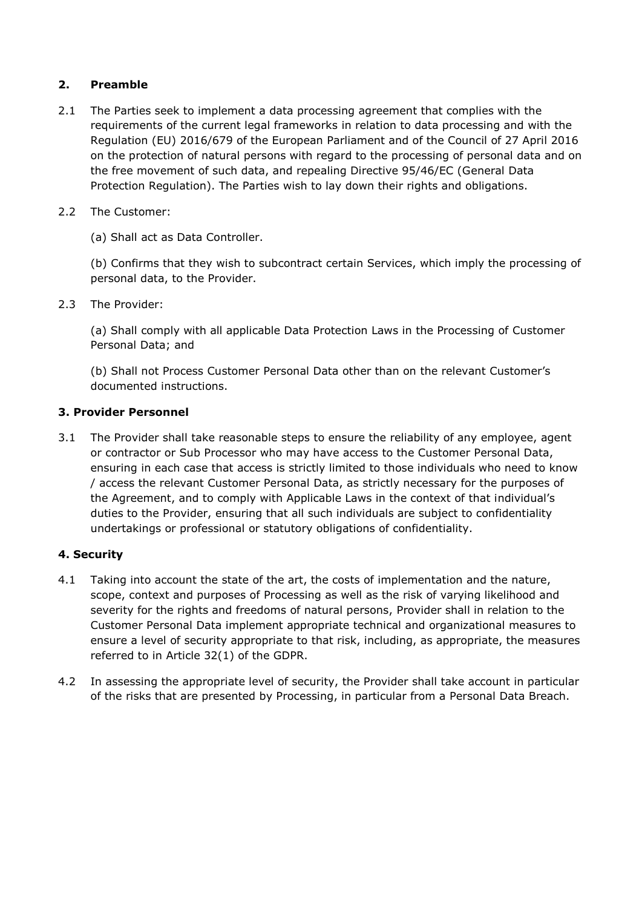## 2. Preamble

2.1 The Parties seek to implement a data processing agreement that complies with the requirements of the current legal frameworks in relation to data processing and with the Regulation (EU) 2016/679 of the European Parliament and of the Council of 27 April 2016 on the protection of natural persons with regard to the processing of personal data and on the free movement of such data, and repealing Directive 95/46/EC (General Data Protection Regulation). The Parties wish to lay down their rights and obligations.

2.2 The Customer:

(a) Shall act as Data Controller.

(b) Confirms that they wish to subcontract certain Services, which imply the processing of personal data, to the Provider.

2.3 The Provider:

(a) Shall comply with all applicable Data Protection Laws in the Processing of Customer Personal Data; and

(b) Shall not Process Customer Personal Data other than on the relevant Customer's documented instructions.

## 3. Provider Personnel

3.1 The Provider shall take reasonable steps to ensure the reliability of any employee, agent or contractor or Sub Processor who may have access to the Customer Personal Data, ensuring in each case that access is strictly limited to those individuals who need to know / access the relevant Customer Personal Data, as strictly necessary for the purposes of the Agreement, and to comply with Applicable Laws in the context of that individual's duties to the Provider, ensuring that all such individuals are subject to confidentiality undertakings or professional or statutory obligations of confidentiality.

## 4. Security

4.1 Taking into account the state of the art, the costs of implementation and the nature, scope, context and purposes of Processing as well as the risk of varying likelihood and severity for the rights and freedoms of natural persons, Provider shall in relation to the Customer Personal Data implement appropriate technical and organizational measures to ensure a level of security appropriate to that risk, including, as appropriate, the measures referred to in Article 32(1) of the GDPR.

4.2 In assessing the appropriate level of security, the Provider shall take account in particular of the risks that are presented by Processing, in particular from a Personal Data Breach.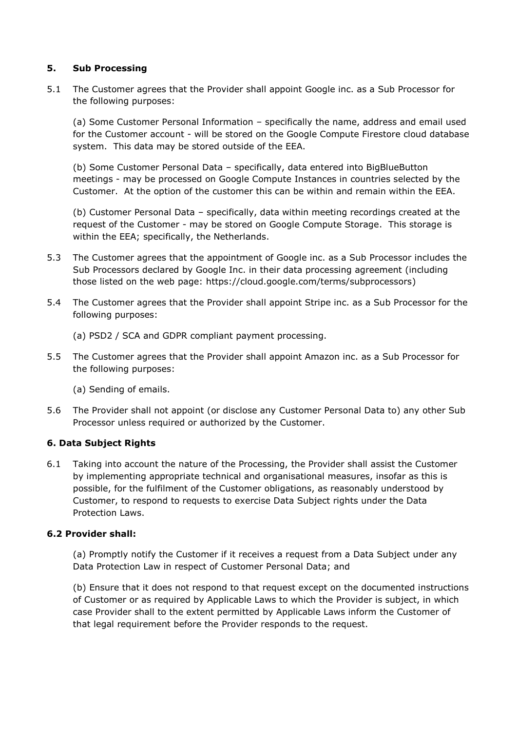## 5. Sub Processing

5.1 The Customer agrees that the Provider shall appoint Google inc. as a Sub Processor for the following purposes:

(a) Some Customer Personal Information – specifically the name, address and email used for the Customer account - will be stored on the Google Compute Firestore cloud database system. This data may be stored outside of the EEA.

(b) Some Customer Personal Data – specifically, data entered into BigBlueButton meetings - may be processed on Google Compute Instances in countries selected by the Customer. At the option of the customer this can be within and remain within the EEA.

(b) Customer Personal Data – specifically, data within meeting recordings created at the request of the Customer - may be stored on Google Compute Storage. This storage is within the EEA; specifically, the Netherlands.

5.3 The Customer agrees that the appointment of Google inc. as a Sub Processor includes the Sub Processors declared by Google Inc. in their data processing agreement (including those listed on the web page: https://cloud.google.com/terms/subprocessors)

5.4 The Customer agrees that the Provider shall appoint Stripe inc. as a Sub Processor for the following purposes:

(a) PSD2 / SCA and GDPR compliant payment processing.

5.5 The Customer agrees that the Provider shall appoint Amazon inc. as a Sub Processor for the following purposes:

(a) Sending of emails.

5.6 The Provider shall not appoint (or disclose any Customer Personal Data to) any other Sub Processor unless required or authorized by the Customer.

## 6. Data Subject Rights

6.1 Taking into account the nature of the Processing, the Provider shall assist the Customer by implementing appropriate technical and organisational measures, insofar as this is possible, for the fulfilment of the Customer obligations, as reasonably understood by Customer, to respond to requests to exercise Data Subject rights under the Data Protection Laws.

### 6.2 Provider shall:

(a) Promptly notify the Customer if it receives a request from a Data Subject under any Data Protection Law in respect of Customer Personal Data; and

(b) Ensure that it does not respond to that request except on the documented instructions of Customer or as required by Applicable Laws to which the Provider is subject, in which case Provider shall to the extent permitted by Applicable Laws inform the Customer of that legal requirement before the Provider responds to the request.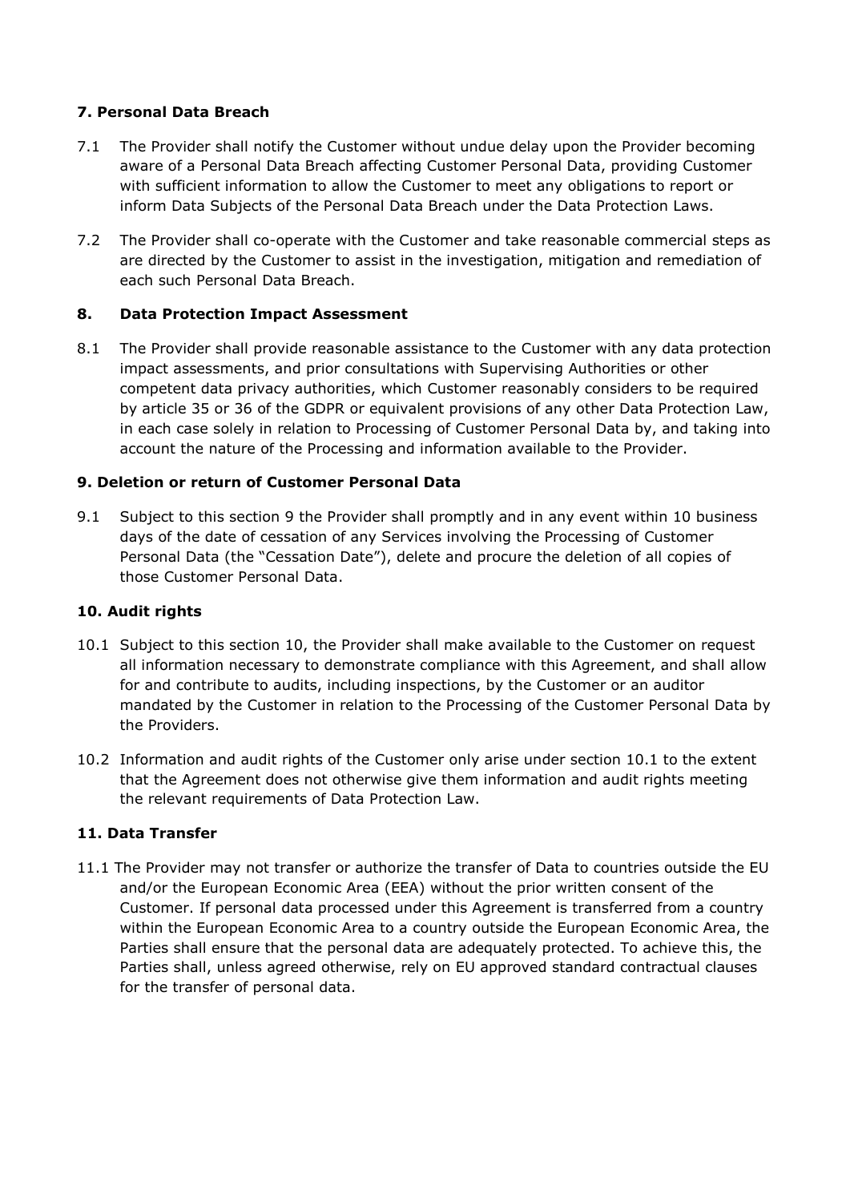### 7. Personal Data Breach

7.1 The Provider shall notify the Customer without undue delay upon the Provider becoming aware of a Personal Data Breach affecting Customer Personal Data, providing Customer with sufficient information to allow the Customer to meet any obligations to report or inform Data Subjects of the Personal Data Breach under the Data Protection Laws.

7.2 The Provider shall co-operate with the Customer and take reasonable commercial steps as are directed by the Customer to assist in the investigation, mitigation and remediation of each such Personal Data Breach.

### 8. Data Protection Impact Assessment

8.1 The Provider shall provide reasonable assistance to the Customer with any data protection impact assessments, and prior consultations with Supervising Authorities or other competent data privacy authorities, which Customer reasonably considers to be required by article 35 or 36 of the GDPR or equivalent provisions of any other Data Protection Law, in each case solely in relation to Processing of Customer Personal Data by, and taking into account the nature of the Processing and information available to the Provider.

### 9. Deletion or return of Customer Personal Data

9.1 Subject to this section 9 the Provider shall promptly and in any event within 10 business days of the date of cessation of any Services involving the Processing of Customer Personal Data (the "Cessation Date"), delete and procure the deletion of all copies of those Customer Personal Data.

### 10. Audit rights

10.1 Subject to this section 10, the Provider shall make available to the Customer on request all information necessary to demonstrate compliance with this Agreement, and shall allow for and contribute to audits, including inspections, by the Customer or an auditor mandated by the Customer in relation to the Processing of the Customer Personal Data by the Providers.

10.2 Information and audit rights of the Customer only arise under section 10.1 to the extent that the Agreement does not otherwise give them information and audit rights meeting the relevant requirements of Data Protection Law.

### 11. Data Transfer

11.1 The Provider may not transfer or authorize the transfer of Data to countries outside the EU and/or the European Economic Area (EEA) without the prior written consent of the Customer. If personal data processed under this Agreement is transferred from a country within the European Economic Area to a country outside the European Economic Area, the Parties shall ensure that the personal data are adequately protected. To achieve this, the Parties shall, unless agreed otherwise, rely on EU approved standard contractual clauses for the transfer of personal data.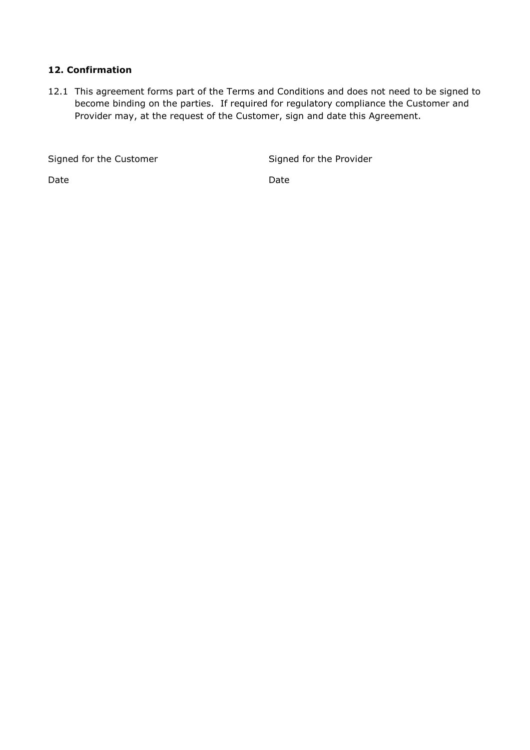### 12. Confirmation

12.1 This agreement forms part of the Terms and Conditions and does not need to be signed to become binding on the parties. If required for regulatory compliance the Customer and Provider may, at the request of the Customer, sign and date this Agreement.

| | |
|---|---|
| Signed for the Customer | Signed for the Provider |
| Date | Date |